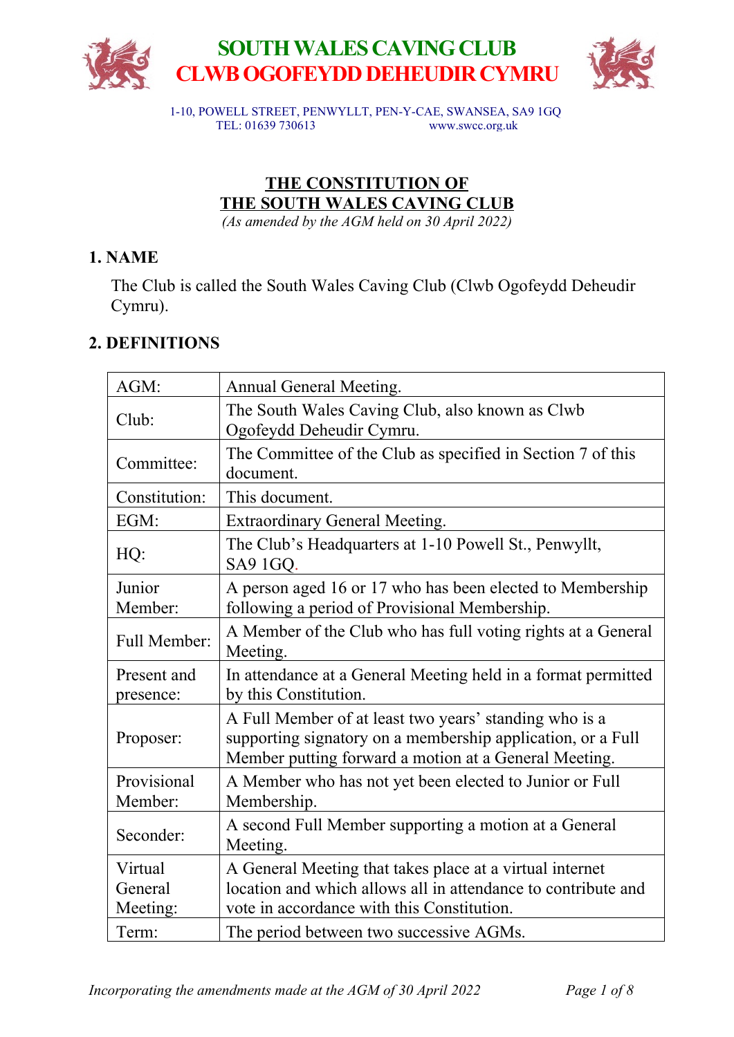# SOUTH WALES CAVING CLUB
# CLWB OGOFEYDD DEHEUDIR CYMRU

1-10, POWELL STREET, PENWYLLT, PEN-Y-CAE, SWANSEA, SA9 1GQ
TEL: 01639 730613 www.swcc.org.uk

## THE CONSTITUTION OF THE SOUTH WALES CAVING CLUB

*(As amended by the AGM held on 30 April 2022)*

## 1. NAME

The Club is called the South Wales Caving Club (Clwb Ogofeydd Deheudir Cymru).

## 2. DEFINITIONS

| | |
|---|---|
| AGM: | Annual General Meeting. |
| Club: | The South Wales Caving Club, also known as Clwb Ogofeydd Deheudir Cymru. |
| Committee: | The Committee of the Club as specified in Section 7 of this document. |
| Constitution: | This document. |
| EGM: | Extraordinary General Meeting. |
| HQ: | The Club's Headquarters at 1-10 Powell St., Penwyllt, SA9 1GQ. |
| Junior Member: | A person aged 16 or 17 who has been elected to Membership following a period of Provisional Membership. |
| Full Member: | A Member of the Club who has full voting rights at a General Meeting. |
| Present and presence: | In attendance at a General Meeting held in a format permitted by this Constitution. |
| Proposer: | A Full Member of at least two years' standing who is a supporting signatory on a membership application, or a Full Member putting forward a motion at a General Meeting. |
| Provisional Member: | A Member who has not yet been elected to Junior or Full Membership. |
| Seconder: | A second Full Member supporting a motion at a General Meeting. |
| Virtual General Meeting: | A General Meeting that takes place at a virtual internet location and which allows all in attendance to contribute and vote in accordance with this Constitution. |
| Term: | The period between two successive AGMs. |

*Incorporating the amendments made at the AGM of 30 April 2022*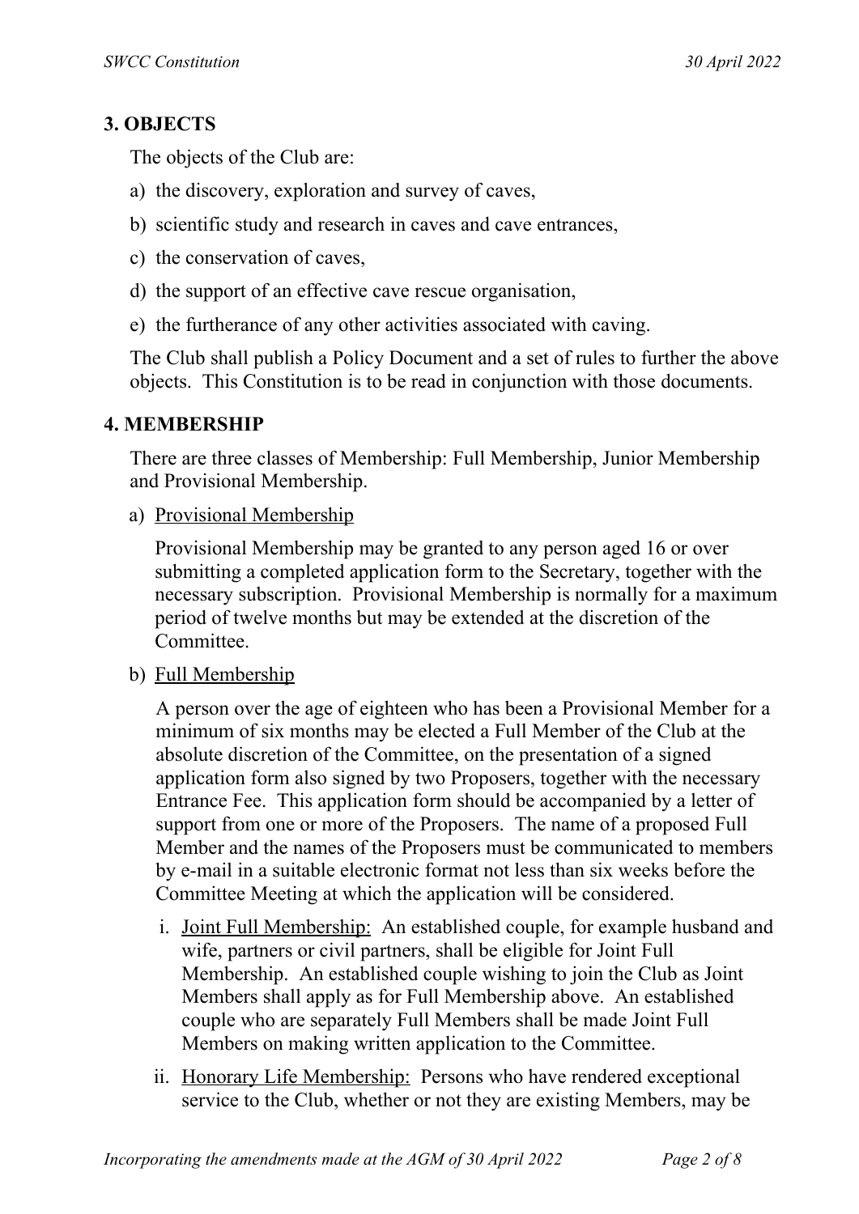## 3. OBJECTS

The objects of the Club are:

a) the discovery, exploration and survey of caves,

b) scientific study and research in caves and cave entrances,

c) the conservation of caves,

d) the support of an effective cave rescue organisation,

e) the furtherance of any other activities associated with caving.

The Club shall publish a Policy Document and a set of rules to further the above objects. This Constitution is to be read in conjunction with those documents.

## 4. MEMBERSHIP

There are three classes of Membership: Full Membership, Junior Membership and Provisional Membership.

a) <u>Provisional Membership</u>

Provisional Membership may be granted to any person aged 16 or over submitting a completed application form to the Secretary, together with the necessary subscription. Provisional Membership is normally for a maximum period of twelve months but may be extended at the discretion of the Committee.

b) <u>Full Membership</u>

A person over the age of eighteen who has been a Provisional Member for a minimum of six months may be elected a Full Member of the Club at the absolute discretion of the Committee, on the presentation of a signed application form also signed by two Proposers, together with the necessary Entrance Fee. This application form should be accompanied by a letter of support from one or more of the Proposers. The name of a proposed Full Member and the names of the Proposers must be communicated to members by e-mail in a suitable electronic format not less than six weeks before the Committee Meeting at which the application will be considered.

i. <u>Joint Full Membership:</u> An established couple, for example husband and wife, partners or civil partners, shall be eligible for Joint Full Membership. An established couple wishing to join the Club as Joint Members shall apply as for Full Membership above. An established couple who are separately Full Members shall be made Joint Full Members on making written application to the Committee.

ii. <u>Honorary Life Membership:</u> Persons who have rendered exceptional service to the Club, whether or not they are existing Members, may be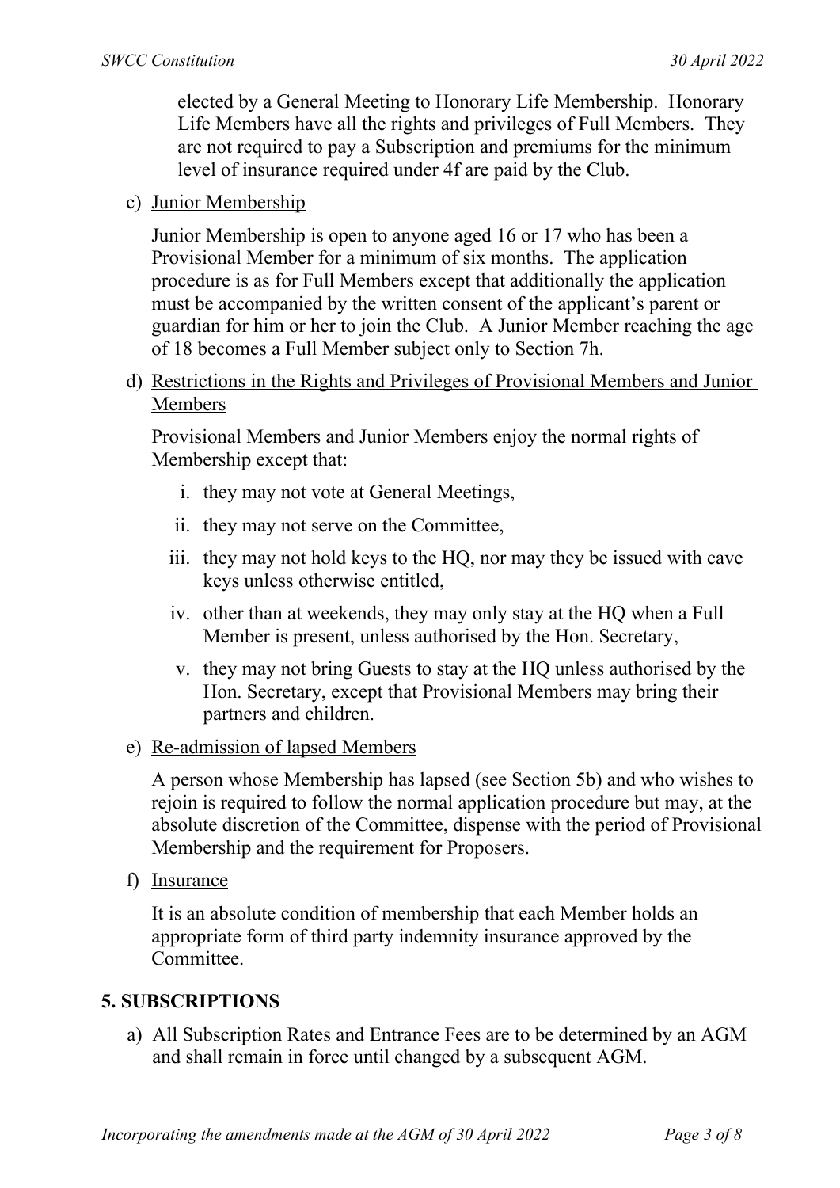elected by a General Meeting to Honorary Life Membership. Honorary Life Members have all the rights and privileges of Full Members. They are not required to pay a Subscription and premiums for the minimum level of insurance required under 4f are paid by the Club.

c) Junior Membership

Junior Membership is open to anyone aged 16 or 17 who has been a Provisional Member for a minimum of six months. The application procedure is as for Full Members except that additionally the application must be accompanied by the written consent of the applicant's parent or guardian for him or her to join the Club. A Junior Member reaching the age of 18 becomes a Full Member subject only to Section 7h.

d) Restrictions in the Rights and Privileges of Provisional Members and Junior Members

Provisional Members and Junior Members enjoy the normal rights of Membership except that:

i. they may not vote at General Meetings,

ii. they may not serve on the Committee,

iii. they may not hold keys to the HQ, nor may they be issued with cave keys unless otherwise entitled,

iv. other than at weekends, they may only stay at the HQ when a Full Member is present, unless authorised by the Hon. Secretary,

v. they may not bring Guests to stay at the HQ unless authorised by the Hon. Secretary, except that Provisional Members may bring their partners and children.

e) Re-admission of lapsed Members

A person whose Membership has lapsed (see Section 5b) and who wishes to rejoin is required to follow the normal application procedure but may, at the absolute discretion of the Committee, dispense with the period of Provisional Membership and the requirement for Proposers.

f) Insurance

It is an absolute condition of membership that each Member holds an appropriate form of third party indemnity insurance approved by the Committee.

## 5. SUBSCRIPTIONS

a) All Subscription Rates and Entrance Fees are to be determined by an AGM and shall remain in force until changed by a subsequent AGM.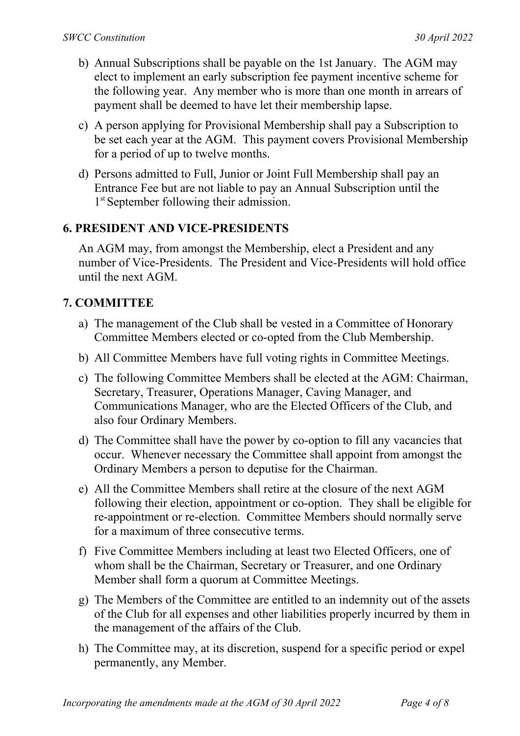b) Annual Subscriptions shall be payable on the 1st January. The AGM may elect to implement an early subscription fee payment incentive scheme for the following year. Any member who is more than one month in arrears of payment shall be deemed to have let their membership lapse.

c) A person applying for Provisional Membership shall pay a Subscription to be set each year at the AGM. This payment covers Provisional Membership for a period of up to twelve months.

d) Persons admitted to Full, Junior or Joint Full Membership shall pay an Entrance Fee but are not liable to pay an Annual Subscription until the 1st September following their admission.

## 6. PRESIDENT AND VICE-PRESIDENTS

An AGM may, from amongst the Membership, elect a President and any number of Vice-Presidents. The President and Vice-Presidents will hold office until the next AGM.

## 7. COMMITTEE

a) The management of the Club shall be vested in a Committee of Honorary Committee Members elected or co-opted from the Club Membership.

b) All Committee Members have full voting rights in Committee Meetings.

c) The following Committee Members shall be elected at the AGM: Chairman, Secretary, Treasurer, Operations Manager, Caving Manager, and Communications Manager, who are the Elected Officers of the Club, and also four Ordinary Members.

d) The Committee shall have the power by co-option to fill any vacancies that occur. Whenever necessary the Committee shall appoint from amongst the Ordinary Members a person to deputise for the Chairman.

e) All the Committee Members shall retire at the closure of the next AGM following their election, appointment or co-option. They shall be eligible for re-appointment or re-election. Committee Members should normally serve for a maximum of three consecutive terms.

f) Five Committee Members including at least two Elected Officers, one of whom shall be the Chairman, Secretary or Treasurer, and one Ordinary Member shall form a quorum at Committee Meetings.

g) The Members of the Committee are entitled to an indemnity out of the assets of the Club for all expenses and other liabilities properly incurred by them in the management of the affairs of the Club.

h) The Committee may, at its discretion, suspend for a specific period or expel permanently, any Member.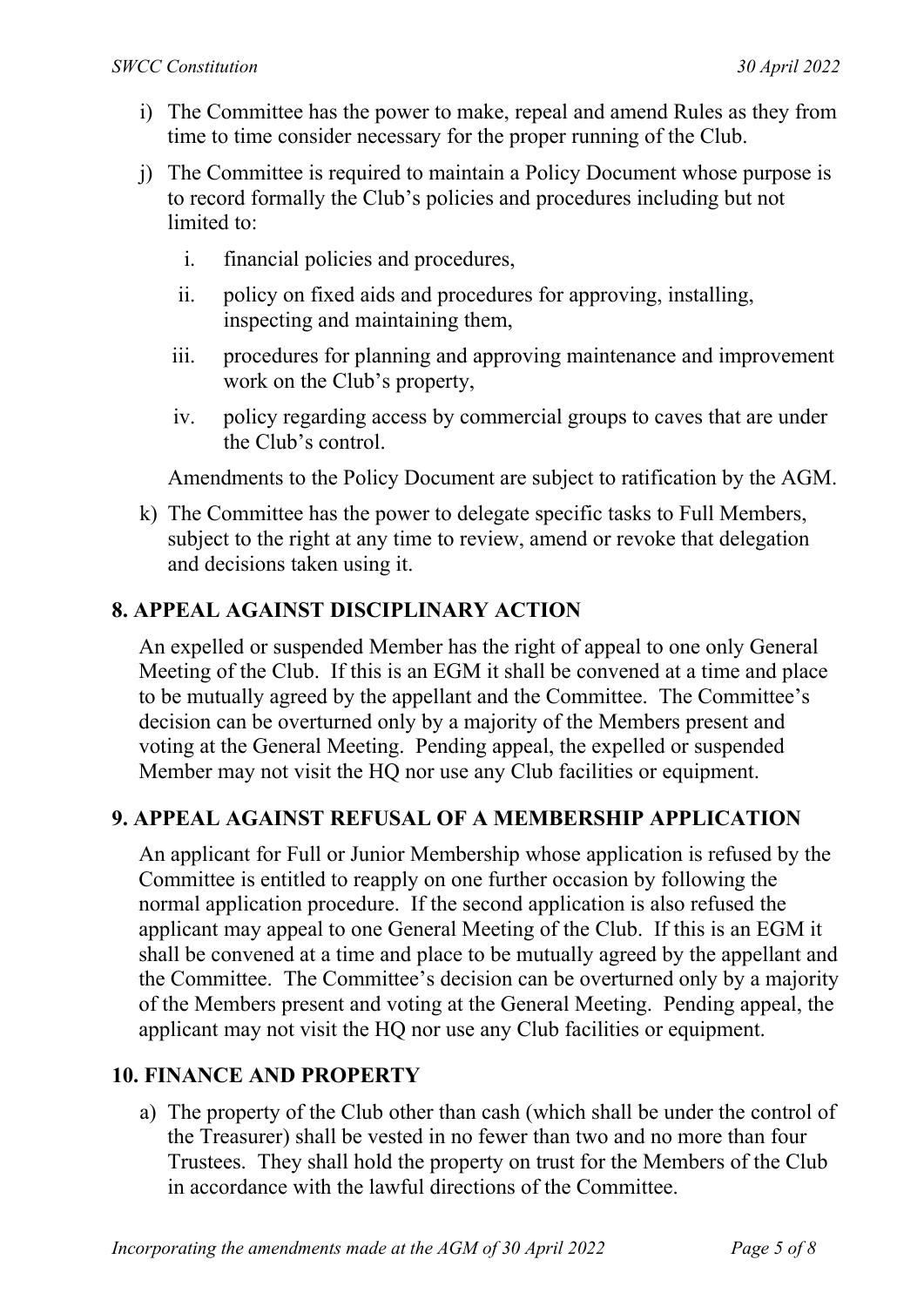i) The Committee has the power to make, repeal and amend Rules as they from time to time consider necessary for the proper running of the Club.

j) The Committee is required to maintain a Policy Document whose purpose is to record formally the Club's policies and procedures including but not limited to:

   i. financial policies and procedures,

   ii. policy on fixed aids and procedures for approving, installing, inspecting and maintaining them,

   iii. procedures for planning and approving maintenance and improvement work on the Club's property,

   iv. policy regarding access by commercial groups to caves that are under the Club's control.

   Amendments to the Policy Document are subject to ratification by the AGM.

k) The Committee has the power to delegate specific tasks to Full Members, subject to the right at any time to review, amend or revoke that delegation and decisions taken using it.

## 8. APPEAL AGAINST DISCIPLINARY ACTION

An expelled or suspended Member has the right of appeal to one only General Meeting of the Club. If this is an EGM it shall be convened at a time and place to be mutually agreed by the appellant and the Committee. The Committee's decision can be overturned only by a majority of the Members present and voting at the General Meeting. Pending appeal, the expelled or suspended Member may not visit the HQ nor use any Club facilities or equipment.

## 9. APPEAL AGAINST REFUSAL OF A MEMBERSHIP APPLICATION

An applicant for Full or Junior Membership whose application is refused by the Committee is entitled to reapply on one further occasion by following the normal application procedure. If the second application is also refused the applicant may appeal to one General Meeting of the Club. If this is an EGM it shall be convened at a time and place to be mutually agreed by the appellant and the Committee. The Committee's decision can be overturned only by a majority of the Members present and voting at the General Meeting. Pending appeal, the applicant may not visit the HQ nor use any Club facilities or equipment.

## 10. FINANCE AND PROPERTY

a) The property of the Club other than cash (which shall be under the control of the Treasurer) shall be vested in no fewer than two and no more than four Trustees. They shall hold the property on trust for the Members of the Club in accordance with the lawful directions of the Committee.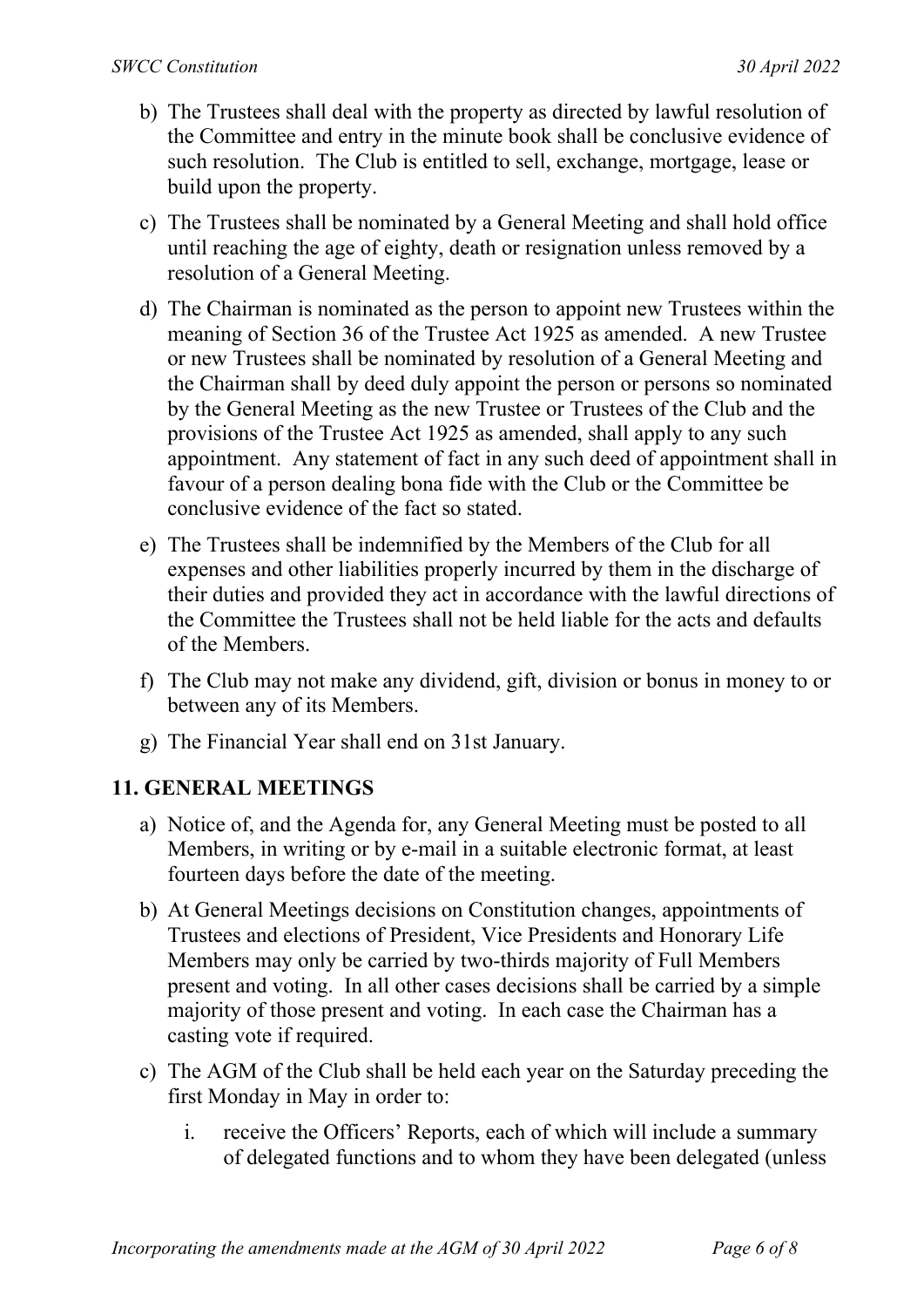b) The Trustees shall deal with the property as directed by lawful resolution of the Committee and entry in the minute book shall be conclusive evidence of such resolution. The Club is entitled to sell, exchange, mortgage, lease or build upon the property.

c) The Trustees shall be nominated by a General Meeting and shall hold office until reaching the age of eighty, death or resignation unless removed by a resolution of a General Meeting.

d) The Chairman is nominated as the person to appoint new Trustees within the meaning of Section 36 of the Trustee Act 1925 as amended. A new Trustee or new Trustees shall be nominated by resolution of a General Meeting and the Chairman shall by deed duly appoint the person or persons so nominated by the General Meeting as the new Trustee or Trustees of the Club and the provisions of the Trustee Act 1925 as amended, shall apply to any such appointment. Any statement of fact in any such deed of appointment shall in favour of a person dealing bona fide with the Club or the Committee be conclusive evidence of the fact so stated.

e) The Trustees shall be indemnified by the Members of the Club for all expenses and other liabilities properly incurred by them in the discharge of their duties and provided they act in accordance with the lawful directions of the Committee the Trustees shall not be held liable for the acts and defaults of the Members.

f) The Club may not make any dividend, gift, division or bonus in money to or between any of its Members.

g) The Financial Year shall end on 31st January.

## 11. GENERAL MEETINGS

a) Notice of, and the Agenda for, any General Meeting must be posted to all Members, in writing or by e-mail in a suitable electronic format, at least fourteen days before the date of the meeting.

b) At General Meetings decisions on Constitution changes, appointments of Trustees and elections of President, Vice Presidents and Honorary Life Members may only be carried by two-thirds majority of Full Members present and voting. In all other cases decisions shall be carried by a simple majority of those present and voting. In each case the Chairman has a casting vote if required.

c) The AGM of the Club shall be held each year on the Saturday preceding the first Monday in May in order to:

   i. receive the Officers' Reports, each of which will include a summary of delegated functions and to whom they have been delegated (unless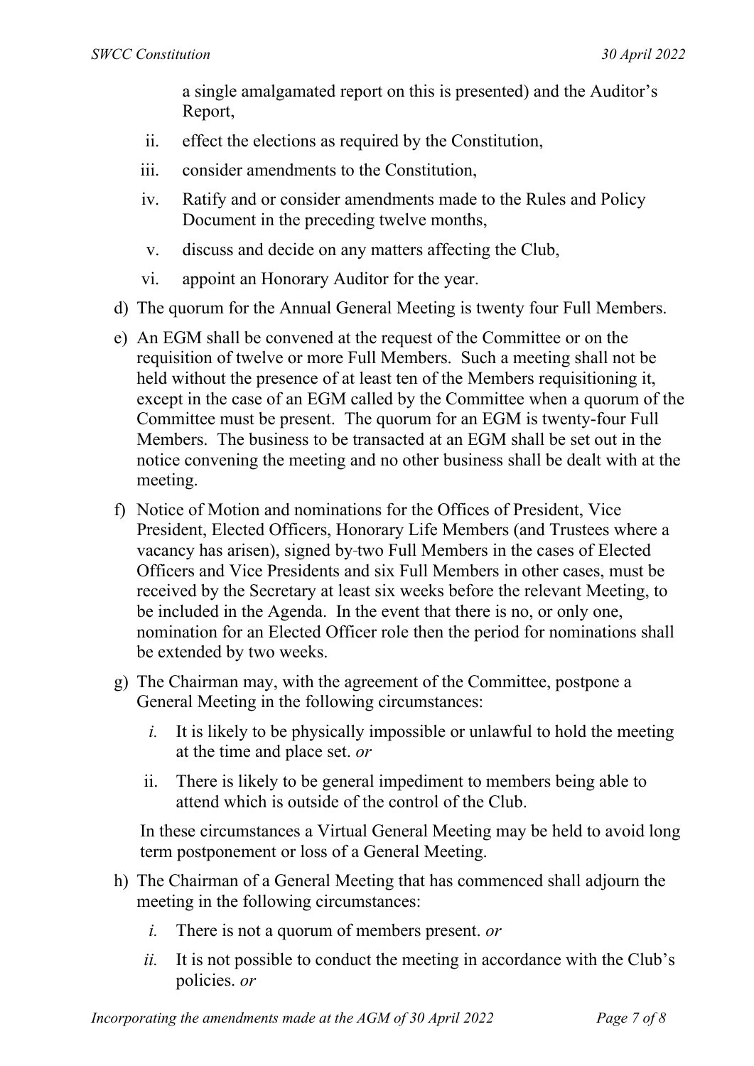a single amalgamated report on this is presented) and the Auditor's Report,

ii. effect the elections as required by the Constitution,

iii. consider amendments to the Constitution,

iv. Ratify and or consider amendments made to the Rules and Policy Document in the preceding twelve months,

v. discuss and decide on any matters affecting the Club,

vi. appoint an Honorary Auditor for the year.

d) The quorum for the Annual General Meeting is twenty four Full Members.

e) An EGM shall be convened at the request of the Committee or on the requisition of twelve or more Full Members. Such a meeting shall not be held without the presence of at least ten of the Members requisitioning it, except in the case of an EGM called by the Committee when a quorum of the Committee must be present. The quorum for an EGM is twenty-four Full Members. The business to be transacted at an EGM shall be set out in the notice convening the meeting and no other business shall be dealt with at the meeting.

f) Notice of Motion and nominations for the Offices of President, Vice President, Elected Officers, Honorary Life Members (and Trustees where a vacancy has arisen), signed by two Full Members in the cases of Elected Officers and Vice Presidents and six Full Members in other cases, must be received by the Secretary at least six weeks before the relevant Meeting, to be included in the Agenda. In the event that there is no, or only one, nomination for an Elected Officer role then the period for nominations shall be extended by two weeks.

g) The Chairman may, with the agreement of the Committee, postpone a General Meeting in the following circumstances:

   *i.* It is likely to be physically impossible or unlawful to hold the meeting at the time and place set. *or*

   ii. There is likely to be general impediment to members being able to attend which is outside of the control of the Club.

   In these circumstances a Virtual General Meeting may be held to avoid long term postponement or loss of a General Meeting.

h) The Chairman of a General Meeting that has commenced shall adjourn the meeting in the following circumstances:

   *i.* There is not a quorum of members present. *or*

   *ii.* It is not possible to conduct the meeting in accordance with the Club's policies. *or*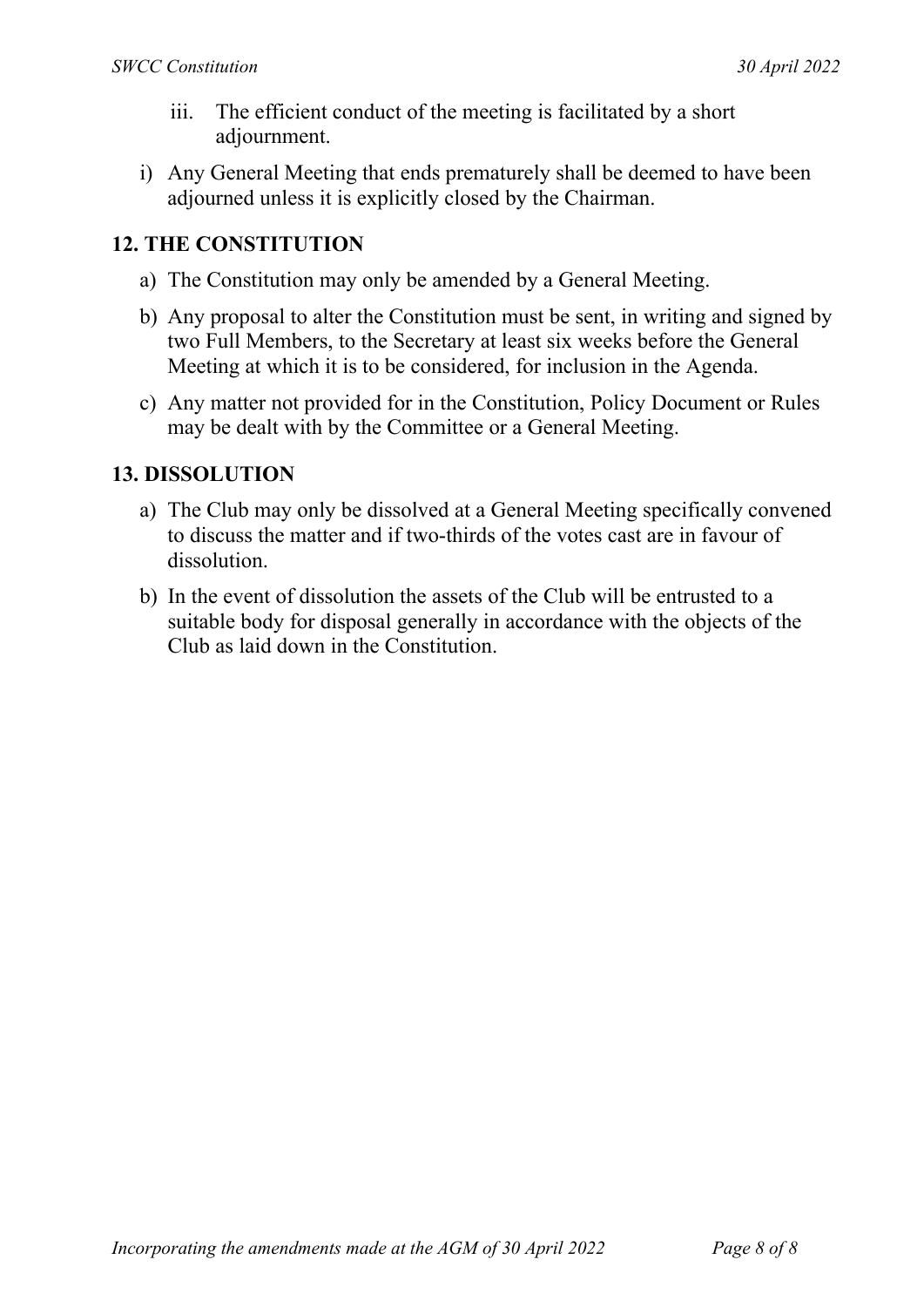iii. The efficient conduct of the meeting is facilitated by a short adjournment.

i) Any General Meeting that ends prematurely shall be deemed to have been adjourned unless it is explicitly closed by the Chairman.

## 12. THE CONSTITUTION

a) The Constitution may only be amended by a General Meeting.

b) Any proposal to alter the Constitution must be sent, in writing and signed by two Full Members, to the Secretary at least six weeks before the General Meeting at which it is to be considered, for inclusion in the Agenda.

c) Any matter not provided for in the Constitution, Policy Document or Rules may be dealt with by the Committee or a General Meeting.

## 13. DISSOLUTION

a) The Club may only be dissolved at a General Meeting specifically convened to discuss the matter and if two-thirds of the votes cast are in favour of dissolution.

b) In the event of dissolution the assets of the Club will be entrusted to a suitable body for disposal generally in accordance with the objects of the Club as laid down in the Constitution.